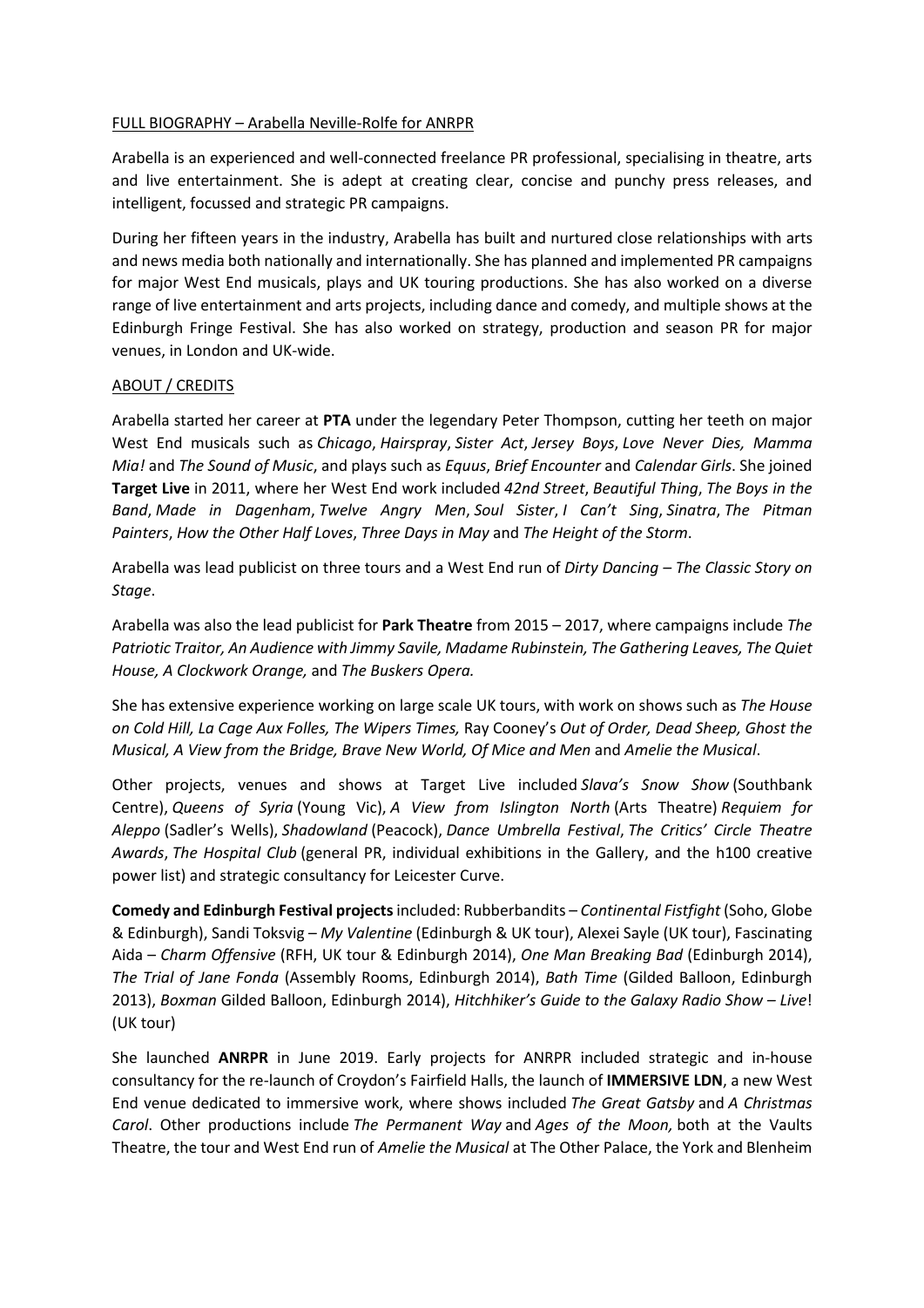<u>FULL BIOGRAPHY – Arabella Neville-Rolfe for ANRPR</u>

Arabella is an experienced and well-connected freelance PR professional, specialising in theatre, arts and live entertainment. She is adept at creating clear, concise and punchy press releases, and intelligent, focussed and strategic PR campaigns.

During her fifteen years in the industry, Arabella has built and nurtured close relationships with arts and news media both nationally and internationally. She has planned and implemented PR campaigns for major West End musicals, plays and UK touring productions. She has also worked on a diverse range of live entertainment and arts projects, including dance and comedy, and multiple shows at the Edinburgh Fringe Festival. She has also worked on strategy, production and season PR for major venues, in London and UK-wide.

<u>ABOUT / CREDITS</u>

Arabella started her career at **PTA** under the legendary Peter Thompson, cutting her teeth on major West End musicals such as *Chicago*, *Hairspray*, *Sister Act*, *Jersey Boys*, *Love Never Dies, Mamma Mia!* and *The Sound of Music*, and plays such as *Equus*, *Brief Encounter* and *Calendar Girls*. She joined **Target Live** in 2011, where her West End work included *42nd Street*, *Beautiful Thing*, *The Boys in the Band*, *Made in Dagenham*, *Twelve Angry Men*, *Soul Sister*, *I Can't Sing*, *Sinatra*, *The Pitman Painters*, *How the Other Half Loves*, *Three Days in May* and *The Height of the Storm*.

Arabella was lead publicist on three tours and a West End run of *Dirty Dancing – The Classic Story on Stage*.

Arabella was also the lead publicist for **Park Theatre** from 2015 – 2017, where campaigns include *The Patriotic Traitor, An Audience with Jimmy Savile, Madame Rubinstein, The Gathering Leaves, The Quiet House, A Clockwork Orange,* and *The Buskers Opera.*

She has extensive experience working on large scale UK tours, with work on shows such as *The House on Cold Hill, La Cage Aux Folles, The Wipers Times,* Ray Cooney's *Out of Order, Dead Sheep, Ghost the Musical, A View from the Bridge, Brave New World, Of Mice and Men* and *Amelie the Musical*.

Other projects, venues and shows at Target Live included *Slava's Snow Show* (Southbank Centre), *Queens of Syria* (Young Vic), *A View from Islington North* (Arts Theatre) *Requiem for Aleppo* (Sadler's Wells), *Shadowland* (Peacock), *Dance Umbrella Festival*, *The Critics' Circle Theatre Awards*, *The Hospital Club* (general PR, individual exhibitions in the Gallery, and the h100 creative power list) and strategic consultancy for Leicester Curve.

**Comedy and Edinburgh Festival projects** included: Rubberbandits – *Continental Fistfight* (Soho, Globe & Edinburgh), Sandi Toksvig – *My Valentine* (Edinburgh & UK tour), Alexei Sayle (UK tour), Fascinating Aida – *Charm Offensive* (RFH, UK tour & Edinburgh 2014), *One Man Breaking Bad* (Edinburgh 2014), *The Trial of Jane Fonda* (Assembly Rooms, Edinburgh 2014), *Bath Time* (Gilded Balloon, Edinburgh 2013), *Boxman* Gilded Balloon, Edinburgh 2014), *Hitchhiker's Guide to the Galaxy Radio Show – Live*! (UK tour)

She launched **ANRPR** in June 2019. Early projects for ANRPR included strategic and in-house consultancy for the re-launch of Croydon's Fairfield Halls, the launch of **IMMERSIVE LDN**, a new West End venue dedicated to immersive work, where shows included *The Great Gatsby* and *A Christmas Carol*. Other productions include *The Permanent Way* and *Ages of the Moon,* both at the Vaults Theatre, the tour and West End run of *Amelie the Musical* at The Other Palace, the York and Blenheim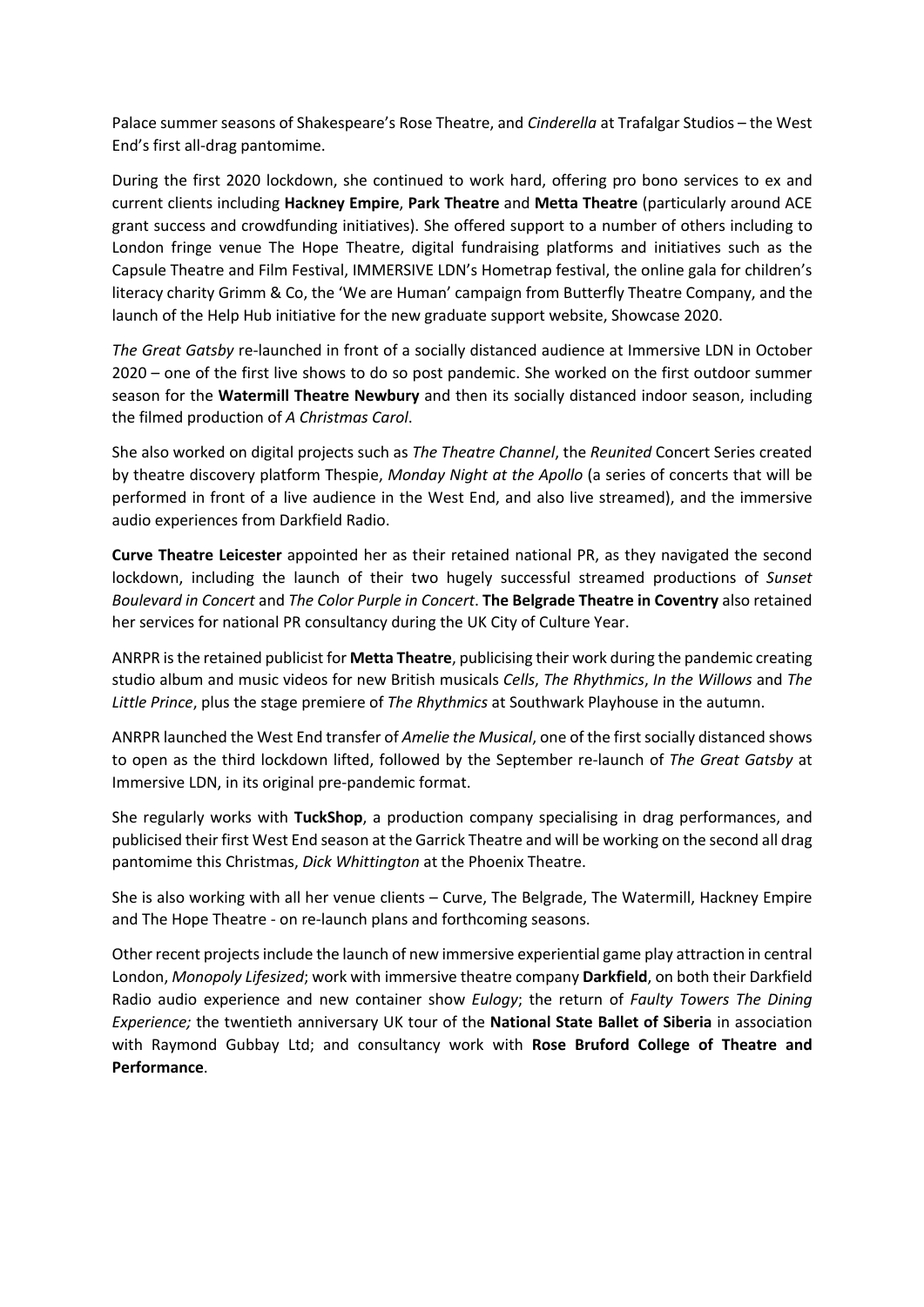Palace summer seasons of Shakespeare's Rose Theatre, and *Cinderella* at Trafalgar Studios – the West End's first all-drag pantomime.

During the first 2020 lockdown, she continued to work hard, offering pro bono services to ex and current clients including **Hackney Empire**, **Park Theatre** and **Metta Theatre** (particularly around ACE grant success and crowdfunding initiatives). She offered support to a number of others including to London fringe venue The Hope Theatre, digital fundraising platforms and initiatives such as the Capsule Theatre and Film Festival, IMMERSIVE LDN's Hometrap festival, the online gala for children's literacy charity Grimm & Co, the 'We are Human' campaign from Butterfly Theatre Company, and the launch of the Help Hub initiative for the new graduate support website, Showcase 2020.

*The Great Gatsby* re-launched in front of a socially distanced audience at Immersive LDN in October 2020 – one of the first live shows to do so post pandemic. She worked on the first outdoor summer season for the **Watermill Theatre Newbury** and then its socially distanced indoor season, including the filmed production of *A Christmas Carol*.

She also worked on digital projects such as *The Theatre Channel*, the *Reunited* Concert Series created by theatre discovery platform Thespie, *Monday Night at the Apollo* (a series of concerts that will be performed in front of a live audience in the West End, and also live streamed), and the immersive audio experiences from Darkfield Radio.

**Curve Theatre Leicester** appointed her as their retained national PR, as they navigated the second lockdown, including the launch of their two hugely successful streamed productions of *Sunset Boulevard in Concert* and *The Color Purple in Concert*. **The Belgrade Theatre in Coventry** also retained her services for national PR consultancy during the UK City of Culture Year.

ANRPR is the retained publicist for **Metta Theatre**, publicising their work during the pandemic creating studio album and music videos for new British musicals *Cells*, *The Rhythmics*, *In the Willows* and *The Little Prince*, plus the stage premiere of *The Rhythmics* at Southwark Playhouse in the autumn.

ANRPR launched the West End transfer of *Amelie the Musical*, one of the first socially distanced shows to open as the third lockdown lifted, followed by the September re-launch of *The Great Gatsby* at Immersive LDN, in its original pre-pandemic format.

She regularly works with **TuckShop**, a production company specialising in drag performances, and publicised their first West End season at the Garrick Theatre and will be working on the second all drag pantomime this Christmas, *Dick Whittington* at the Phoenix Theatre.

She is also working with all her venue clients – Curve, The Belgrade, The Watermill, Hackney Empire and The Hope Theatre - on re-launch plans and forthcoming seasons.

Other recent projects include the launch of new immersive experiential game play attraction in central London, *Monopoly Lifesized*; work with immersive theatre company **Darkfield**, on both their Darkfield Radio audio experience and new container show *Eulogy*; the return of *Faulty Towers The Dining Experience;* the twentieth anniversary UK tour of the **National State Ballet of Siberia** in association with Raymond Gubbay Ltd; and consultancy work with **Rose Bruford College of Theatre and Performance**.